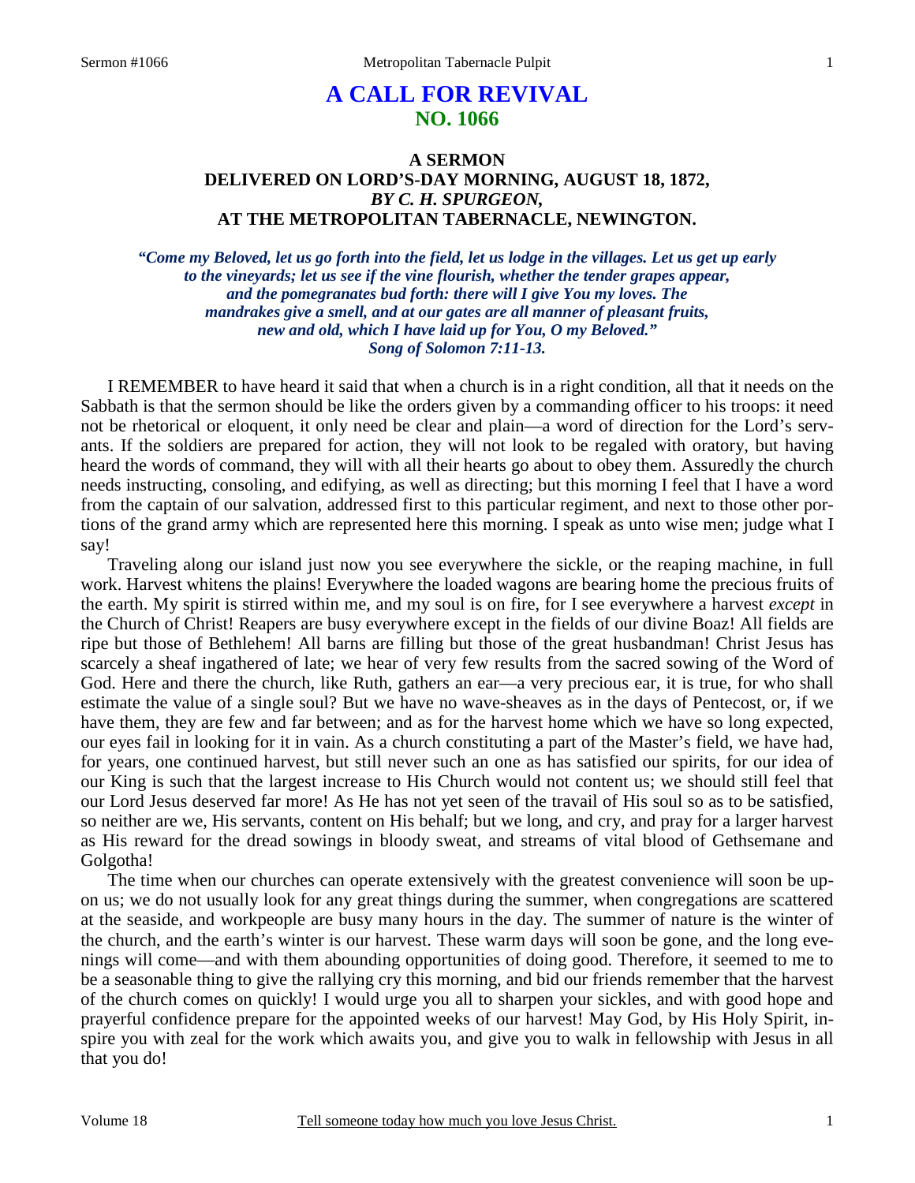# A CALL FOR REVIVAL
## NO. 1066

### A SERMON
### DELIVERED ON LORD'S-DAY MORNING, AUGUST 18, 1872,
### *BY C. H. SPURGEON,*
### AT THE METROPOLITAN TABERNACLE, NEWINGTON.

***"Come my Beloved, let us go forth into the field, let us lodge in the villages. Let us get up early to the vineyards; let us see if the vine flourish, whether the tender grapes appear, and the pomegranates bud forth: there will I give You my loves. The mandrakes give a smell, and at our gates are all manner of pleasant fruits, new and old, which I have laid up for You, O my Beloved." Song of Solomon 7:11-13.***

I REMEMBER to have heard it said that when a church is in a right condition, all that it needs on the Sabbath is that the sermon should be like the orders given by a commanding officer to his troops: it need not be rhetorical or eloquent, it only need be clear and plain—a word of direction for the Lord's servants. If the soldiers are prepared for action, they will not look to be regaled with oratory, but having heard the words of command, they will with all their hearts go about to obey them. Assuredly the church needs instructing, consoling, and edifying, as well as directing; but this morning I feel that I have a word from the captain of our salvation, addressed first to this particular regiment, and next to those other portions of the grand army which are represented here this morning. I speak as unto wise men; judge what I say!

Traveling along our island just now you see everywhere the sickle, or the reaping machine, in full work. Harvest whitens the plains! Everywhere the loaded wagons are bearing home the precious fruits of the earth. My spirit is stirred within me, and my soul is on fire, for I see everywhere a harvest *except* in the Church of Christ! Reapers are busy everywhere except in the fields of our divine Boaz! All fields are ripe but those of Bethlehem! All barns are filling but those of the great husbandman! Christ Jesus has scarcely a sheaf ingathered of late; we hear of very few results from the sacred sowing of the Word of God. Here and there the church, like Ruth, gathers an ear—a very precious ear, it is true, for who shall estimate the value of a single soul? But we have no wave-sheaves as in the days of Pentecost, or, if we have them, they are few and far between; and as for the harvest home which we have so long expected, our eyes fail in looking for it in vain. As a church constituting a part of the Master's field, we have had, for years, one continued harvest, but still never such an one as has satisfied our spirits, for our idea of our King is such that the largest increase to His Church would not content us; we should still feel that our Lord Jesus deserved far more! As He has not yet seen of the travail of His soul so as to be satisfied, so neither are we, His servants, content on His behalf; but we long, and cry, and pray for a larger harvest as His reward for the dread sowings in bloody sweat, and streams of vital blood of Gethsemane and Golgotha!

The time when our churches can operate extensively with the greatest convenience will soon be upon us; we do not usually look for any great things during the summer, when congregations are scattered at the seaside, and workpeople are busy many hours in the day. The summer of nature is the winter of the church, and the earth's winter is our harvest. These warm days will soon be gone, and the long evenings will come—and with them abounding opportunities of doing good. Therefore, it seemed to me to be a seasonable thing to give the rallying cry this morning, and bid our friends remember that the harvest of the church comes on quickly! I would urge you all to sharpen your sickles, and with good hope and prayerful confidence prepare for the appointed weeks of our harvest! May God, by His Holy Spirit, inspire you with zeal for the work which awaits you, and give you to walk in fellowship with Jesus in all that you do!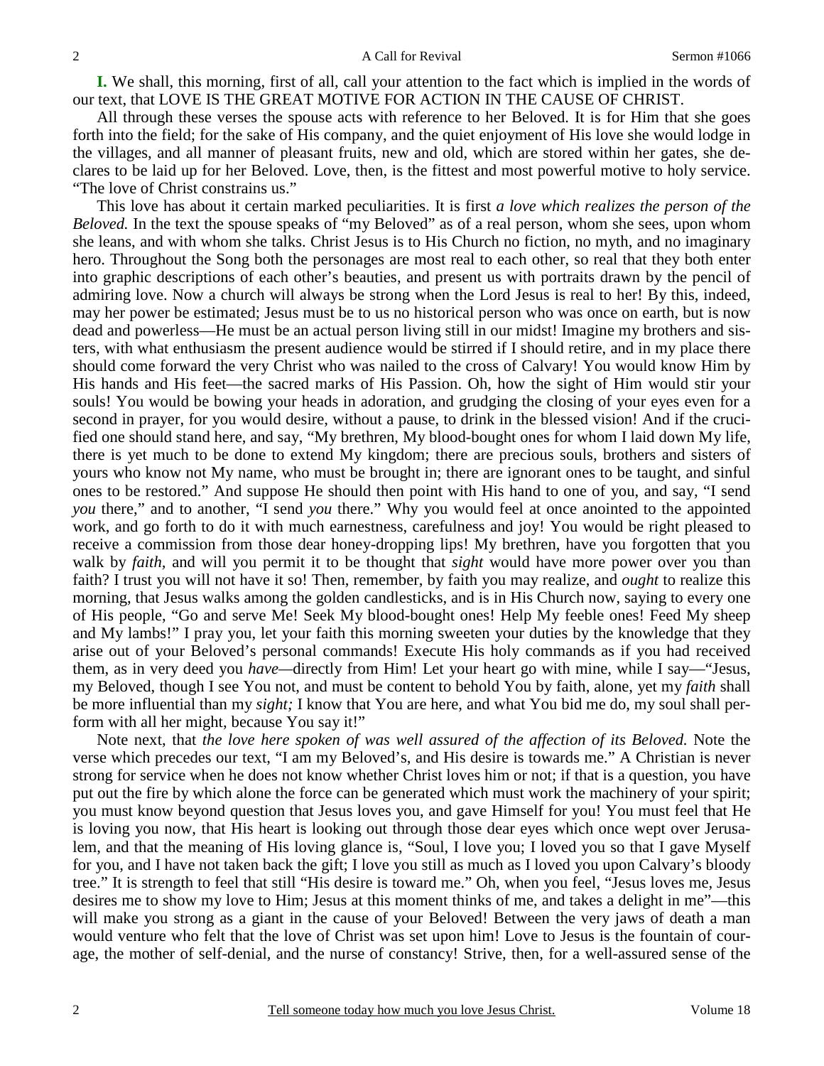**I.** We shall, this morning, first of all, call your attention to the fact which is implied in the words of our text, that LOVE IS THE GREAT MOTIVE FOR ACTION IN THE CAUSE OF CHRIST.

All through these verses the spouse acts with reference to her Beloved. It is for Him that she goes forth into the field; for the sake of His company, and the quiet enjoyment of His love she would lodge in the villages, and all manner of pleasant fruits, new and old, which are stored within her gates, she declares to be laid up for her Beloved. Love, then, is the fittest and most powerful motive to holy service. "The love of Christ constrains us."

This love has about it certain marked peculiarities. It is first *a love which realizes the person of the Beloved.* In the text the spouse speaks of "my Beloved" as of a real person, whom she sees, upon whom she leans, and with whom she talks. Christ Jesus is to His Church no fiction, no myth, and no imaginary hero. Throughout the Song both the personages are most real to each other, so real that they both enter into graphic descriptions of each other's beauties, and present us with portraits drawn by the pencil of admiring love. Now a church will always be strong when the Lord Jesus is real to her! By this, indeed, may her power be estimated; Jesus must be to us no historical person who was once on earth, but is now dead and powerless—He must be an actual person living still in our midst! Imagine my brothers and sisters, with what enthusiasm the present audience would be stirred if I should retire, and in my place there should come forward the very Christ who was nailed to the cross of Calvary! You would know Him by His hands and His feet—the sacred marks of His Passion. Oh, how the sight of Him would stir your souls! You would be bowing your heads in adoration, and grudging the closing of your eyes even for a second in prayer, for you would desire, without a pause, to drink in the blessed vision! And if the crucified one should stand here, and say, "My brethren, My blood-bought ones for whom I laid down My life, there is yet much to be done to extend My kingdom; there are precious souls, brothers and sisters of yours who know not My name, who must be brought in; there are ignorant ones to be taught, and sinful ones to be restored." And suppose He should then point with His hand to one of you, and say, "I send *you* there," and to another, "I send *you* there." Why you would feel at once anointed to the appointed work, and go forth to do it with much earnestness, carefulness and joy! You would be right pleased to receive a commission from those dear honey-dropping lips! My brethren, have you forgotten that you walk by *faith,* and will you permit it to be thought that *sight* would have more power over you than faith? I trust you will not have it so! Then, remember, by faith you may realize, and *ought* to realize this morning, that Jesus walks among the golden candlesticks, and is in His Church now, saying to every one of His people, "Go and serve Me! Seek My blood-bought ones! Help My feeble ones! Feed My sheep and My lambs!" I pray you, let your faith this morning sweeten your duties by the knowledge that they arise out of your Beloved's personal commands! Execute His holy commands as if you had received them, as in very deed you *have—*directly from Him! Let your heart go with mine, while I say—"Jesus, my Beloved, though I see You not, and must be content to behold You by faith, alone, yet my *faith* shall be more influential than my *sight;* I know that You are here, and what You bid me do, my soul shall perform with all her might, because You say it!"

Note next, that *the love here spoken of was well assured of the affection of its Beloved.* Note the verse which precedes our text, "I am my Beloved's, and His desire is towards me." A Christian is never strong for service when he does not know whether Christ loves him or not; if that is a question, you have put out the fire by which alone the force can be generated which must work the machinery of your spirit; you must know beyond question that Jesus loves you, and gave Himself for you! You must feel that He is loving you now, that His heart is looking out through those dear eyes which once wept over Jerusalem, and that the meaning of His loving glance is, "Soul, I love you; I loved you so that I gave Myself for you, and I have not taken back the gift; I love you still as much as I loved you upon Calvary's bloody tree." It is strength to feel that still "His desire is toward me." Oh, when you feel, "Jesus loves me, Jesus desires me to show my love to Him; Jesus at this moment thinks of me, and takes a delight in me"—this will make you strong as a giant in the cause of your Beloved! Between the very jaws of death a man would venture who felt that the love of Christ was set upon him! Love to Jesus is the fountain of courage, the mother of self-denial, and the nurse of constancy! Strive, then, for a well-assured sense of the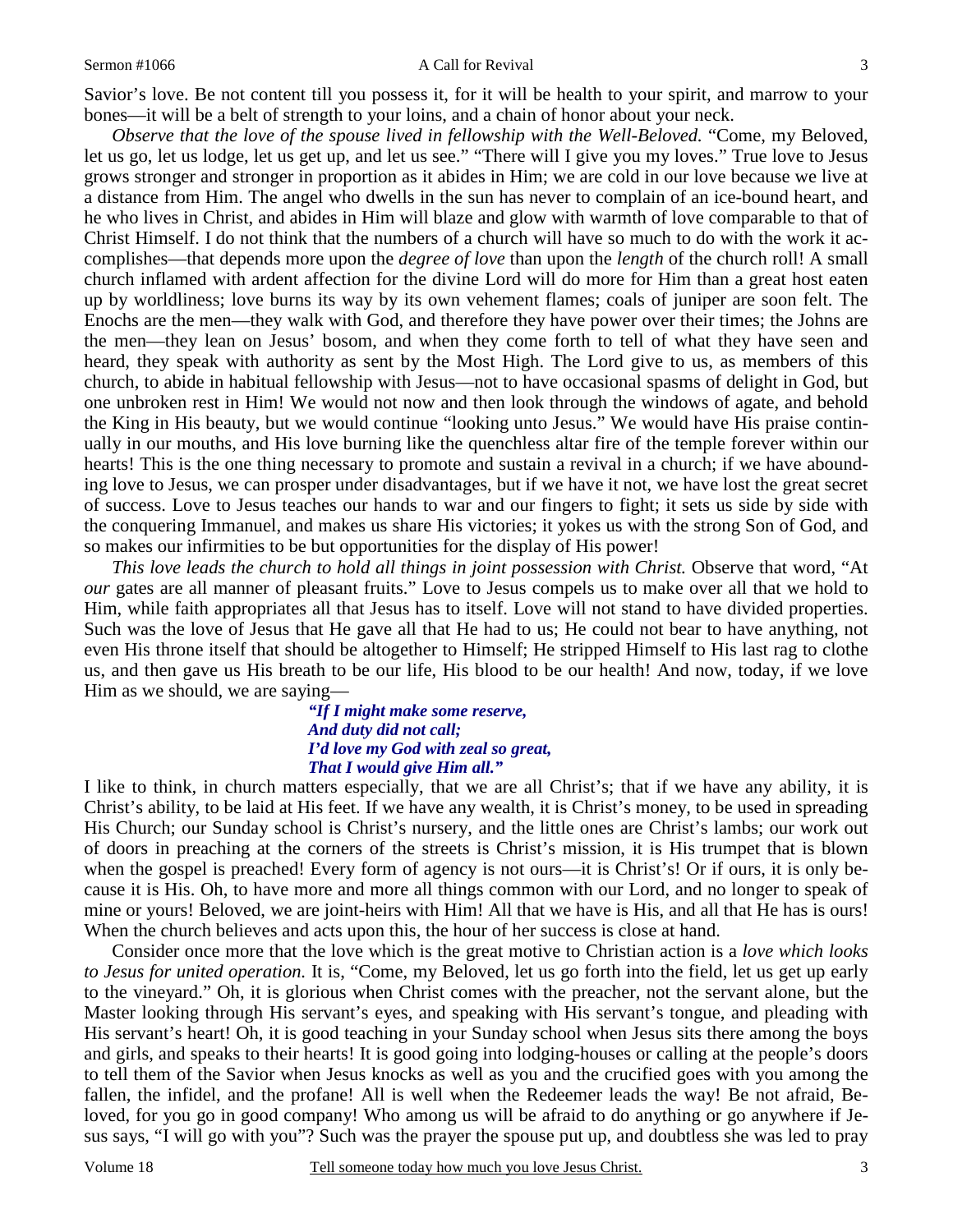Savior's love. Be not content till you possess it, for it will be health to your spirit, and marrow to your bones—it will be a belt of strength to your loins, and a chain of honor about your neck.

*Observe that the love of the spouse lived in fellowship with the Well-Beloved.* "Come, my Beloved, let us go, let us lodge, let us get up, and let us see." "There will I give you my loves." True love to Jesus grows stronger and stronger in proportion as it abides in Him; we are cold in our love because we live at a distance from Him. The angel who dwells in the sun has never to complain of an ice-bound heart, and he who lives in Christ, and abides in Him will blaze and glow with warmth of love comparable to that of Christ Himself. I do not think that the numbers of a church will have so much to do with the work it accomplishes—that depends more upon the *degree of love* than upon the *length* of the church roll! A small church inflamed with ardent affection for the divine Lord will do more for Him than a great host eaten up by worldliness; love burns its way by its own vehement flames; coals of juniper are soon felt. The Enochs are the men—they walk with God, and therefore they have power over their times; the Johns are the men—they lean on Jesus' bosom, and when they come forth to tell of what they have seen and heard, they speak with authority as sent by the Most High. The Lord give to us, as members of this church, to abide in habitual fellowship with Jesus—not to have occasional spasms of delight in God, but one unbroken rest in Him! We would not now and then look through the windows of agate, and behold the King in His beauty, but we would continue "looking unto Jesus." We would have His praise continually in our mouths, and His love burning like the quenchless altar fire of the temple forever within our hearts! This is the one thing necessary to promote and sustain a revival in a church; if we have abounding love to Jesus, we can prosper under disadvantages, but if we have it not, we have lost the great secret of success. Love to Jesus teaches our hands to war and our fingers to fight; it sets us side by side with the conquering Immanuel, and makes us share His victories; it yokes us with the strong Son of God, and so makes our infirmities to be but opportunities for the display of His power!

*This love leads the church to hold all things in joint possession with Christ.* Observe that word, "At *our* gates are all manner of pleasant fruits." Love to Jesus compels us to make over all that we hold to Him, while faith appropriates all that Jesus has to itself. Love will not stand to have divided properties. Such was the love of Jesus that He gave all that He had to us; He could not bear to have anything, not even His throne itself that should be altogether to Himself; He stripped Himself to His last rag to clothe us, and then gave us His breath to be our life, His blood to be our health! And now, today, if we love Him as we should, we are saying—

> *"If I might make some reserve,*
> *And duty did not call;*
> *I'd love my God with zeal so great,*
> *That I would give Him all."*

I like to think, in church matters especially, that we are all Christ's; that if we have any ability, it is Christ's ability, to be laid at His feet. If we have any wealth, it is Christ's money, to be used in spreading His Church; our Sunday school is Christ's nursery, and the little ones are Christ's lambs; our work out of doors in preaching at the corners of the streets is Christ's mission, it is His trumpet that is blown when the gospel is preached! Every form of agency is not ours—it is Christ's! Or if ours, it is only because it is His. Oh, to have more and more all things common with our Lord, and no longer to speak of mine or yours! Beloved, we are joint-heirs with Him! All that we have is His, and all that He has is ours! When the church believes and acts upon this, the hour of her success is close at hand.

Consider once more that the love which is the great motive to Christian action is a *love which looks to Jesus for united operation.* It is, "Come, my Beloved, let us go forth into the field, let us get up early to the vineyard." Oh, it is glorious when Christ comes with the preacher, not the servant alone, but the Master looking through His servant's eyes, and speaking with His servant's tongue, and pleading with His servant's heart! Oh, it is good teaching in your Sunday school when Jesus sits there among the boys and girls, and speaks to their hearts! It is good going into lodging-houses or calling at the people's doors to tell them of the Savior when Jesus knocks as well as you and the crucified goes with you among the fallen, the infidel, and the profane! All is well when the Redeemer leads the way! Be not afraid, Beloved, for you go in good company! Who among us will be afraid to do anything or go anywhere if Jesus says, "I will go with you"? Such was the prayer the spouse put up, and doubtless she was led to pray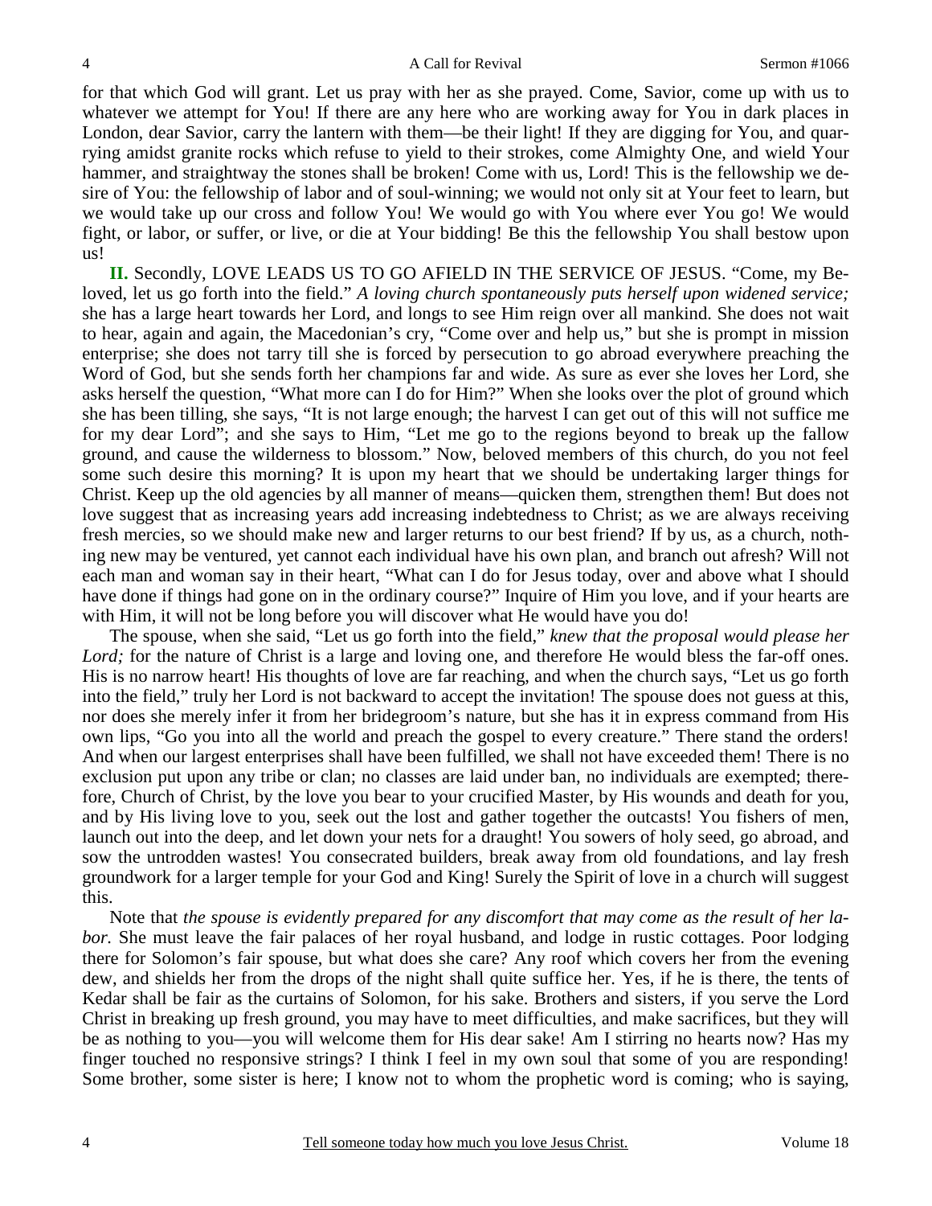for that which God will grant. Let us pray with her as she prayed. Come, Savior, come up with us to whatever we attempt for You! If there are any here who are working away for You in dark places in London, dear Savior, carry the lantern with them—be their light! If they are digging for You, and quarrying amidst granite rocks which refuse to yield to their strokes, come Almighty One, and wield Your hammer, and straightway the stones shall be broken! Come with us, Lord! This is the fellowship we desire of You: the fellowship of labor and of soul-winning; we would not only sit at Your feet to learn, but we would take up our cross and follow You! We would go with You where ever You go! We would fight, or labor, or suffer, or live, or die at Your bidding! Be this the fellowship You shall bestow upon us!

**II.** Secondly, LOVE LEADS US TO GO AFIELD IN THE SERVICE OF JESUS. "Come, my Beloved, let us go forth into the field." *A loving church spontaneously puts herself upon widened service;* she has a large heart towards her Lord, and longs to see Him reign over all mankind. She does not wait to hear, again and again, the Macedonian's cry, "Come over and help us," but she is prompt in mission enterprise; she does not tarry till she is forced by persecution to go abroad everywhere preaching the Word of God, but she sends forth her champions far and wide. As sure as ever she loves her Lord, she asks herself the question, "What more can I do for Him?" When she looks over the plot of ground which she has been tilling, she says, "It is not large enough; the harvest I can get out of this will not suffice me for my dear Lord"; and she says to Him, "Let me go to the regions beyond to break up the fallow ground, and cause the wilderness to blossom." Now, beloved members of this church, do you not feel some such desire this morning? It is upon my heart that we should be undertaking larger things for Christ. Keep up the old agencies by all manner of means—quicken them, strengthen them! But does not love suggest that as increasing years add increasing indebtedness to Christ; as we are always receiving fresh mercies, so we should make new and larger returns to our best friend? If by us, as a church, nothing new may be ventured, yet cannot each individual have his own plan, and branch out afresh? Will not each man and woman say in their heart, "What can I do for Jesus today, over and above what I should have done if things had gone on in the ordinary course?" Inquire of Him you love, and if your hearts are with Him, it will not be long before you will discover what He would have you do!

The spouse, when she said, "Let us go forth into the field," *knew that the proposal would please her Lord;* for the nature of Christ is a large and loving one, and therefore He would bless the far-off ones. His is no narrow heart! His thoughts of love are far reaching, and when the church says, "Let us go forth into the field," truly her Lord is not backward to accept the invitation! The spouse does not guess at this, nor does she merely infer it from her bridegroom's nature, but she has it in express command from His own lips, "Go you into all the world and preach the gospel to every creature." There stand the orders! And when our largest enterprises shall have been fulfilled, we shall not have exceeded them! There is no exclusion put upon any tribe or clan; no classes are laid under ban, no individuals are exempted; therefore, Church of Christ, by the love you bear to your crucified Master, by His wounds and death for you, and by His living love to you, seek out the lost and gather together the outcasts! You fishers of men, launch out into the deep, and let down your nets for a draught! You sowers of holy seed, go abroad, and sow the untrodden wastes! You consecrated builders, break away from old foundations, and lay fresh groundwork for a larger temple for your God and King! Surely the Spirit of love in a church will suggest this.

Note that *the spouse is evidently prepared for any discomfort that may come as the result of her labor.* She must leave the fair palaces of her royal husband, and lodge in rustic cottages. Poor lodging there for Solomon's fair spouse, but what does she care? Any roof which covers her from the evening dew, and shields her from the drops of the night shall quite suffice her. Yes, if he is there, the tents of Kedar shall be fair as the curtains of Solomon, for his sake. Brothers and sisters, if you serve the Lord Christ in breaking up fresh ground, you may have to meet difficulties, and make sacrifices, but they will be as nothing to you—you will welcome them for His dear sake! Am I stirring no hearts now? Has my finger touched no responsive strings? I think I feel in my own soul that some of you are responding! Some brother, some sister is here; I know not to whom the prophetic word is coming; who is saying,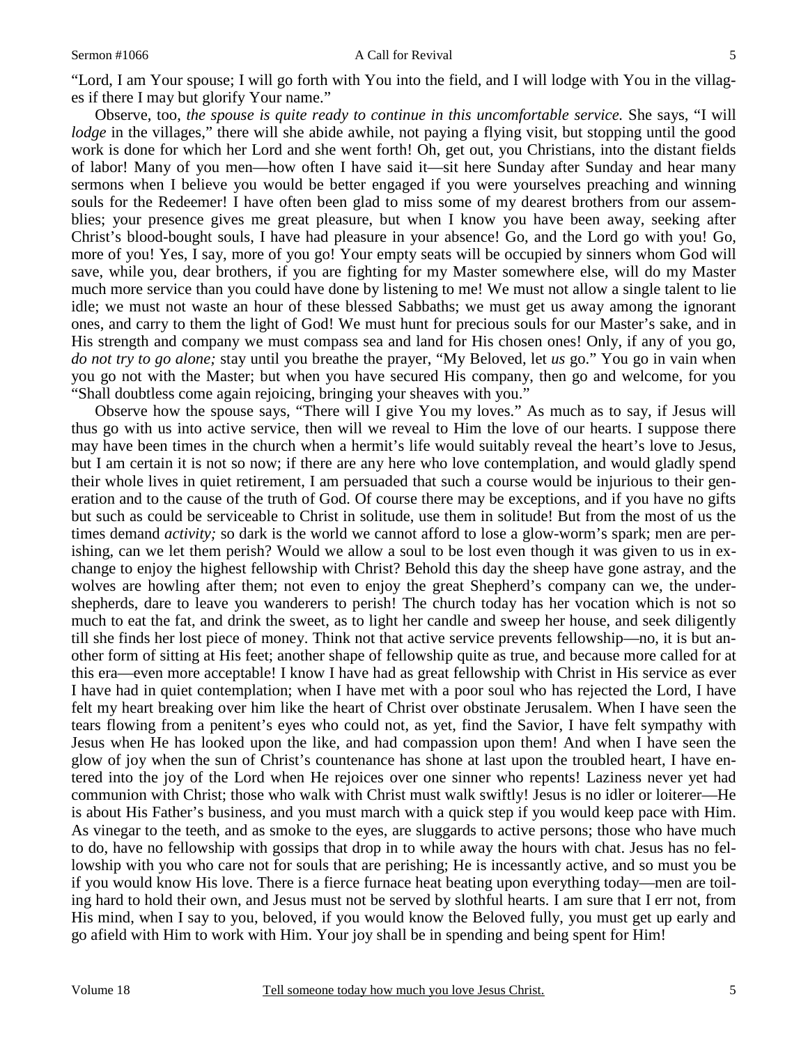"Lord, I am Your spouse; I will go forth with You into the field, and I will lodge with You in the villages if there I may but glorify Your name."

Observe, too, *the spouse is quite ready to continue in this uncomfortable service.* She says, "I will *lodge* in the villages," there will she abide awhile, not paying a flying visit, but stopping until the good work is done for which her Lord and she went forth! Oh, get out, you Christians, into the distant fields of labor! Many of you men—how often I have said it—sit here Sunday after Sunday and hear many sermons when I believe you would be better engaged if you were yourselves preaching and winning souls for the Redeemer! I have often been glad to miss some of my dearest brothers from our assemblies; your presence gives me great pleasure, but when I know you have been away, seeking after Christ's blood-bought souls, I have had pleasure in your absence! Go, and the Lord go with you! Go, more of you! Yes, I say, more of you go! Your empty seats will be occupied by sinners whom God will save, while you, dear brothers, if you are fighting for my Master somewhere else, will do my Master much more service than you could have done by listening to me! We must not allow a single talent to lie idle; we must not waste an hour of these blessed Sabbaths; we must get us away among the ignorant ones, and carry to them the light of God! We must hunt for precious souls for our Master's sake, and in His strength and company we must compass sea and land for His chosen ones! Only, if any of you go, *do not try to go alone;* stay until you breathe the prayer, "My Beloved, let *us* go." You go in vain when you go not with the Master; but when you have secured His company, then go and welcome, for you "Shall doubtless come again rejoicing, bringing your sheaves with you."

Observe how the spouse says, "There will I give You my loves." As much as to say, if Jesus will thus go with us into active service, then will we reveal to Him the love of our hearts. I suppose there may have been times in the church when a hermit's life would suitably reveal the heart's love to Jesus, but I am certain it is not so now; if there are any here who love contemplation, and would gladly spend their whole lives in quiet retirement, I am persuaded that such a course would be injurious to their generation and to the cause of the truth of God. Of course there may be exceptions, and if you have no gifts but such as could be serviceable to Christ in solitude, use them in solitude! But from the most of us the times demand *activity;* so dark is the world we cannot afford to lose a glow-worm's spark; men are perishing, can we let them perish? Would we allow a soul to be lost even though it was given to us in exchange to enjoy the highest fellowship with Christ? Behold this day the sheep have gone astray, and the wolves are howling after them; not even to enjoy the great Shepherd's company can we, the under-shepherds, dare to leave you wanderers to perish! The church today has her vocation which is not so much to eat the fat, and drink the sweet, as to light her candle and sweep her house, and seek diligently till she finds her lost piece of money. Think not that active service prevents fellowship—no, it is but another form of sitting at His feet; another shape of fellowship quite as true, and because more called for at this era—even more acceptable! I know I have had as great fellowship with Christ in His service as ever I have had in quiet contemplation; when I have met with a poor soul who has rejected the Lord, I have felt my heart breaking over him like the heart of Christ over obstinate Jerusalem. When I have seen the tears flowing from a penitent's eyes who could not, as yet, find the Savior, I have felt sympathy with Jesus when He has looked upon the like, and had compassion upon them! And when I have seen the glow of joy when the sun of Christ's countenance has shone at last upon the troubled heart, I have entered into the joy of the Lord when He rejoices over one sinner who repents! Laziness never yet had communion with Christ; those who walk with Christ must walk swiftly! Jesus is no idler or loiterer—He is about His Father's business, and you must march with a quick step if you would keep pace with Him. As vinegar to the teeth, and as smoke to the eyes, are sluggards to active persons; those who have much to do, have no fellowship with gossips that drop in to while away the hours with chat. Jesus has no fellowship with you who care not for souls that are perishing; He is incessantly active, and so must you be if you would know His love. There is a fierce furnace heat beating upon everything today—men are toiling hard to hold their own, and Jesus must not be served by slothful hearts. I am sure that I err not, from His mind, when I say to you, beloved, if you would know the Beloved fully, you must get up early and go afield with Him to work with Him. Your joy shall be in spending and being spent for Him!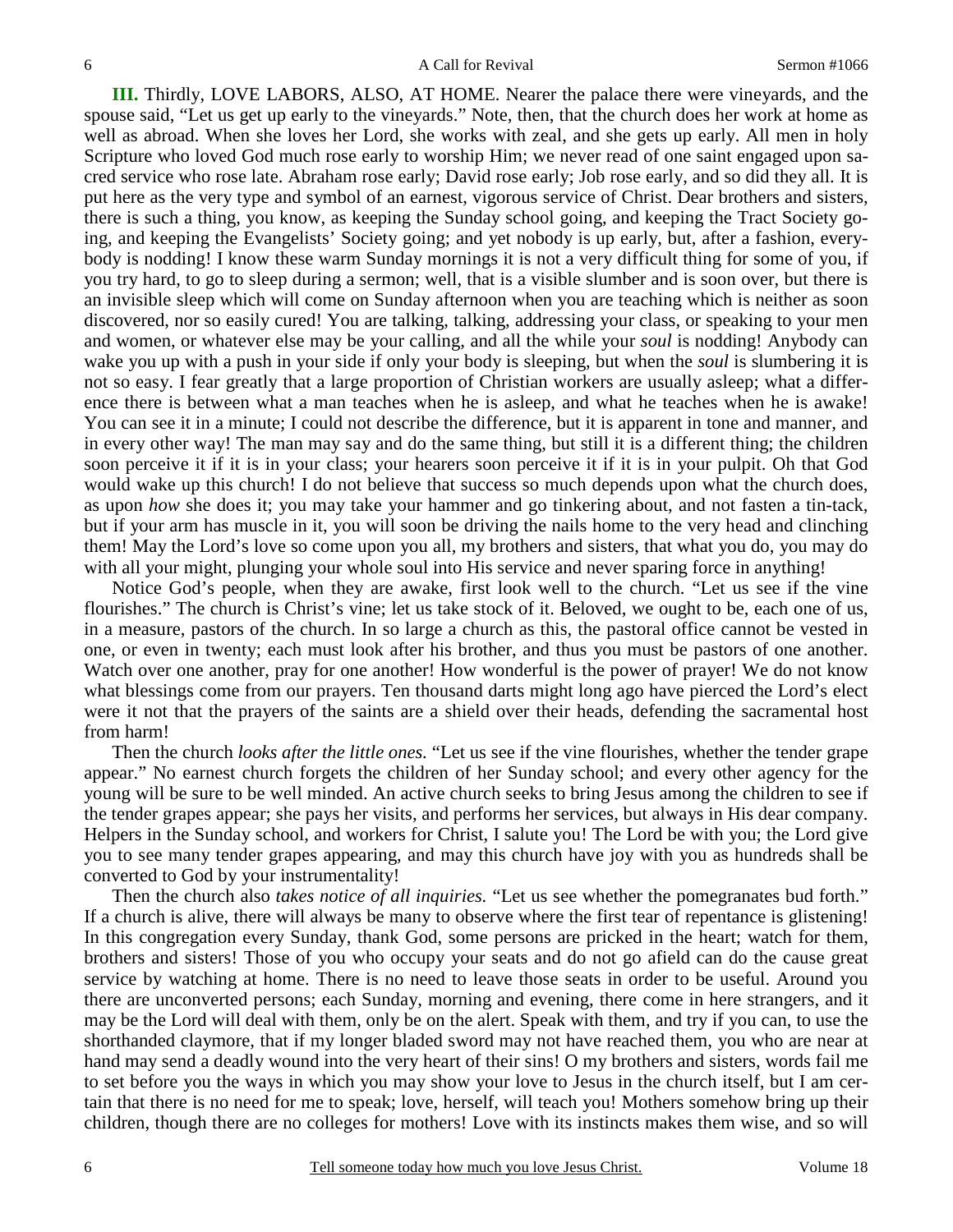**III.** Thirdly, LOVE LABORS, ALSO, AT HOME. Nearer the palace there were vineyards, and the spouse said, "Let us get up early to the vineyards." Note, then, that the church does her work at home as well as abroad. When she loves her Lord, she works with zeal, and she gets up early. All men in holy Scripture who loved God much rose early to worship Him; we never read of one saint engaged upon sacred service who rose late. Abraham rose early; David rose early; Job rose early, and so did they all. It is put here as the very type and symbol of an earnest, vigorous service of Christ. Dear brothers and sisters, there is such a thing, you know, as keeping the Sunday school going, and keeping the Tract Society going, and keeping the Evangelists' Society going; and yet nobody is up early, but, after a fashion, everybody is nodding! I know these warm Sunday mornings it is not a very difficult thing for some of you, if you try hard, to go to sleep during a sermon; well, that is a visible slumber and is soon over, but there is an invisible sleep which will come on Sunday afternoon when you are teaching which is neither as soon discovered, nor so easily cured! You are talking, talking, addressing your class, or speaking to your men and women, or whatever else may be your calling, and all the while your *soul* is nodding! Anybody can wake you up with a push in your side if only your body is sleeping, but when the *soul* is slumbering it is not so easy. I fear greatly that a large proportion of Christian workers are usually asleep; what a difference there is between what a man teaches when he is asleep, and what he teaches when he is awake! You can see it in a minute; I could not describe the difference, but it is apparent in tone and manner, and in every other way! The man may say and do the same thing, but still it is a different thing; the children soon perceive it if it is in your class; your hearers soon perceive it if it is in your pulpit. Oh that God would wake up this church! I do not believe that success so much depends upon what the church does, as upon *how* she does it; you may take your hammer and go tinkering about, and not fasten a tin-tack, but if your arm has muscle in it, you will soon be driving the nails home to the very head and clinching them! May the Lord's love so come upon you all, my brothers and sisters, that what you do, you may do with all your might, plunging your whole soul into His service and never sparing force in anything!

Notice God's people, when they are awake, first look well to the church. "Let us see if the vine flourishes." The church is Christ's vine; let us take stock of it. Beloved, we ought to be, each one of us, in a measure, pastors of the church. In so large a church as this, the pastoral office cannot be vested in one, or even in twenty; each must look after his brother, and thus you must be pastors of one another. Watch over one another, pray for one another! How wonderful is the power of prayer! We do not know what blessings come from our prayers. Ten thousand darts might long ago have pierced the Lord's elect were it not that the prayers of the saints are a shield over their heads, defending the sacramental host from harm!

Then the church *looks after the little ones.* "Let us see if the vine flourishes, whether the tender grape appear." No earnest church forgets the children of her Sunday school; and every other agency for the young will be sure to be well minded. An active church seeks to bring Jesus among the children to see if the tender grapes appear; she pays her visits, and performs her services, but always in His dear company. Helpers in the Sunday school, and workers for Christ, I salute you! The Lord be with you; the Lord give you to see many tender grapes appearing, and may this church have joy with you as hundreds shall be converted to God by your instrumentality!

Then the church also *takes notice of all inquiries.* "Let us see whether the pomegranates bud forth." If a church is alive, there will always be many to observe where the first tear of repentance is glistening! In this congregation every Sunday, thank God, some persons are pricked in the heart; watch for them, brothers and sisters! Those of you who occupy your seats and do not go afield can do the cause great service by watching at home. There is no need to leave those seats in order to be useful. Around you there are unconverted persons; each Sunday, morning and evening, there come in here strangers, and it may be the Lord will deal with them, only be on the alert. Speak with them, and try if you can, to use the shorthanded claymore, that if my longer bladed sword may not have reached them, you who are near at hand may send a deadly wound into the very heart of their sins! O my brothers and sisters, words fail me to set before you the ways in which you may show your love to Jesus in the church itself, but I am certain that there is no need for me to speak; love, herself, will teach you! Mothers somehow bring up their children, though there are no colleges for mothers! Love with its instincts makes them wise, and so will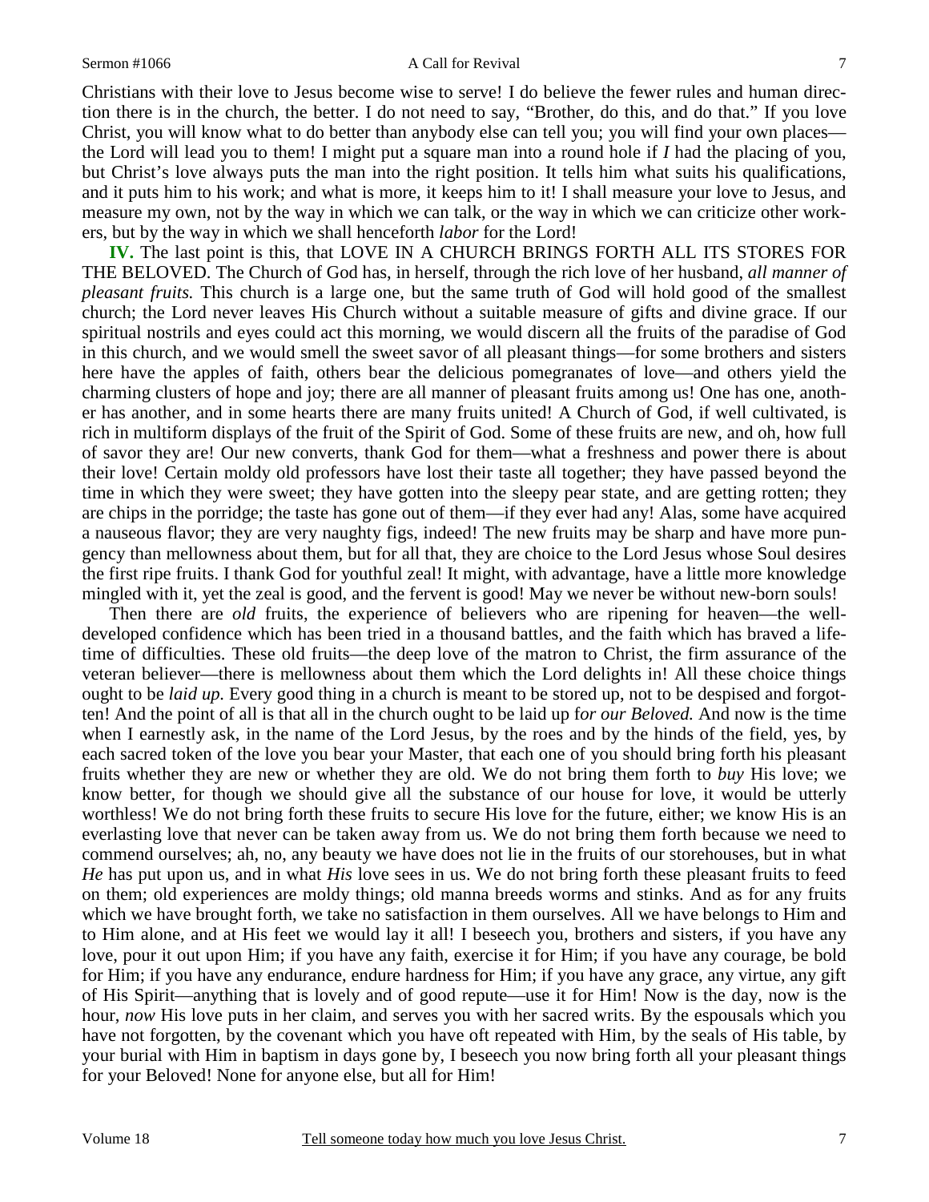Christians with their love to Jesus become wise to serve! I do believe the fewer rules and human direction there is in the church, the better. I do not need to say, "Brother, do this, and do that." If you love Christ, you will know what to do better than anybody else can tell you; you will find your own places—the Lord will lead you to them! I might put a square man into a round hole if *I* had the placing of you, but Christ's love always puts the man into the right position. It tells him what suits his qualifications, and it puts him to his work; and what is more, it keeps him to it! I shall measure your love to Jesus, and measure my own, not by the way in which we can talk, or the way in which we can criticize other workers, but by the way in which we shall henceforth *labor* for the Lord!

**IV.** The last point is this, that LOVE IN A CHURCH BRINGS FORTH ALL ITS STORES FOR THE BELOVED. The Church of God has, in herself, through the rich love of her husband, *all manner of pleasant fruits.* This church is a large one, but the same truth of God will hold good of the smallest church; the Lord never leaves His Church without a suitable measure of gifts and divine grace. If our spiritual nostrils and eyes could act this morning, we would discern all the fruits of the paradise of God in this church, and we would smell the sweet savor of all pleasant things—for some brothers and sisters here have the apples of faith, others bear the delicious pomegranates of love—and others yield the charming clusters of hope and joy; there are all manner of pleasant fruits among us! One has one, another has another, and in some hearts there are many fruits united! A Church of God, if well cultivated, is rich in multiform displays of the fruit of the Spirit of God. Some of these fruits are new, and oh, how full of savor they are! Our new converts, thank God for them—what a freshness and power there is about their love! Certain moldy old professors have lost their taste all together; they have passed beyond the time in which they were sweet; they have gotten into the sleepy pear state, and are getting rotten; they are chips in the porridge; the taste has gone out of them—if they ever had any! Alas, some have acquired a nauseous flavor; they are very naughty figs, indeed! The new fruits may be sharp and have more pungency than mellowness about them, but for all that, they are choice to the Lord Jesus whose Soul desires the first ripe fruits. I thank God for youthful zeal! It might, with advantage, have a little more knowledge mingled with it, yet the zeal is good, and the fervent is good! May we never be without new-born souls!

Then there are *old* fruits, the experience of believers who are ripening for heaven—the well-developed confidence which has been tried in a thousand battles, and the faith which has braved a lifetime of difficulties. These old fruits—the deep love of the matron to Christ, the firm assurance of the veteran believer—there is mellowness about them which the Lord delights in! All these choice things ought to be *laid up.* Every good thing in a church is meant to be stored up, not to be despised and forgotten! And the point of all is that all in the church ought to be laid up f*or our Beloved.* And now is the time when I earnestly ask, in the name of the Lord Jesus, by the roes and by the hinds of the field, yes, by each sacred token of the love you bear your Master, that each one of you should bring forth his pleasant fruits whether they are new or whether they are old. We do not bring them forth to *buy* His love; we know better, for though we should give all the substance of our house for love, it would be utterly worthless! We do not bring forth these fruits to secure His love for the future, either; we know His is an everlasting love that never can be taken away from us. We do not bring them forth because we need to commend ourselves; ah, no, any beauty we have does not lie in the fruits of our storehouses, but in what *He* has put upon us, and in what *His* love sees in us. We do not bring forth these pleasant fruits to feed on them; old experiences are moldy things; old manna breeds worms and stinks. And as for any fruits which we have brought forth, we take no satisfaction in them ourselves. All we have belongs to Him and to Him alone, and at His feet we would lay it all! I beseech you, brothers and sisters, if you have any love, pour it out upon Him; if you have any faith, exercise it for Him; if you have any courage, be bold for Him; if you have any endurance, endure hardness for Him; if you have any grace, any virtue, any gift of His Spirit—anything that is lovely and of good repute—use it for Him! Now is the day, now is the hour, *now* His love puts in her claim, and serves you with her sacred writs. By the espousals which you have not forgotten, by the covenant which you have oft repeated with Him, by the seals of His table, by your burial with Him in baptism in days gone by, I beseech you now bring forth all your pleasant things for your Beloved! None for anyone else, but all for Him!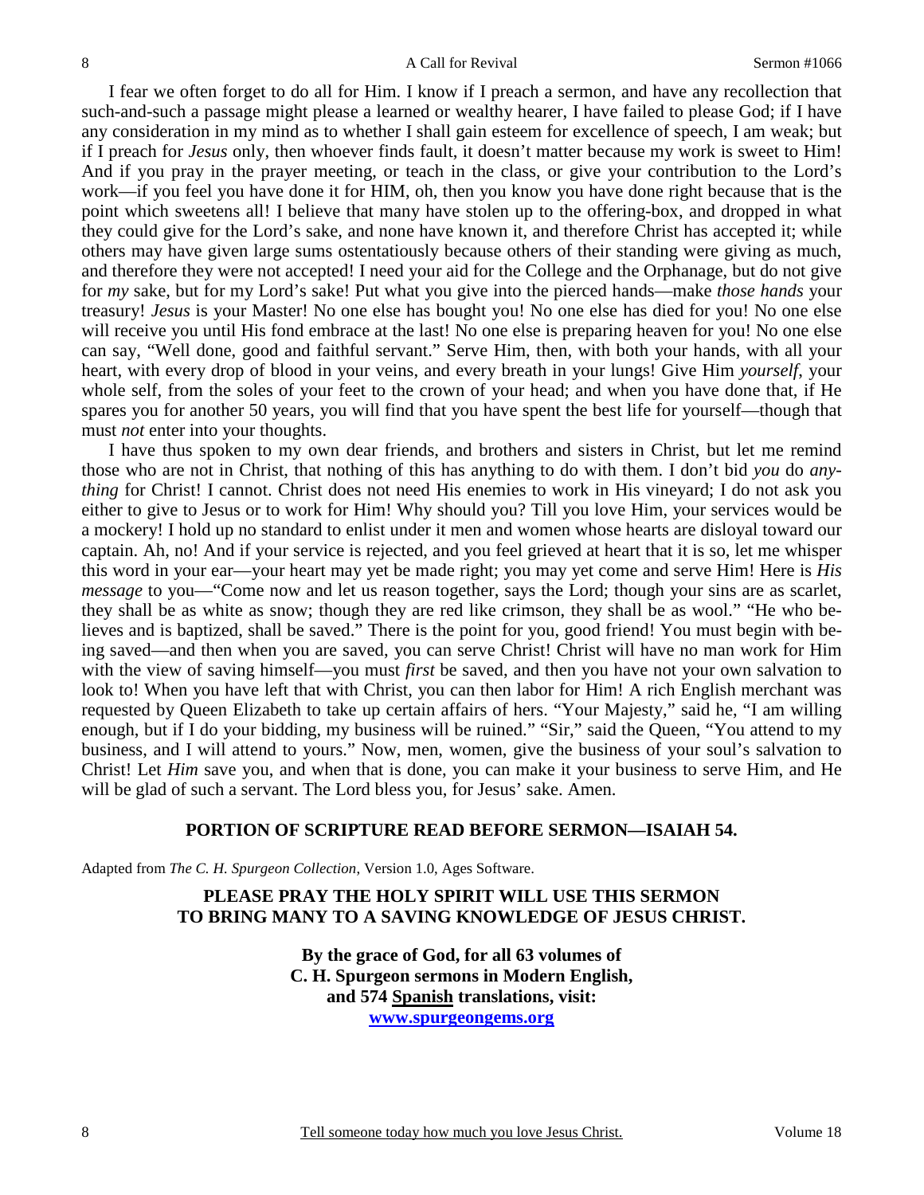I fear we often forget to do all for Him. I know if I preach a sermon, and have any recollection that such-and-such a passage might please a learned or wealthy hearer, I have failed to please God; if I have any consideration in my mind as to whether I shall gain esteem for excellence of speech, I am weak; but if I preach for *Jesus* only, then whoever finds fault, it doesn't matter because my work is sweet to Him! And if you pray in the prayer meeting, or teach in the class, or give your contribution to the Lord's work—if you feel you have done it for HIM, oh, then you know you have done right because that is the point which sweetens all! I believe that many have stolen up to the offering-box, and dropped in what they could give for the Lord's sake, and none have known it, and therefore Christ has accepted it; while others may have given large sums ostentatiously because others of their standing were giving as much, and therefore they were not accepted! I need your aid for the College and the Orphanage, but do not give for *my* sake, but for my Lord's sake! Put what you give into the pierced hands—make *those hands* your treasury! *Jesus* is your Master! No one else has bought you! No one else has died for you! No one else will receive you until His fond embrace at the last! No one else is preparing heaven for you! No one else can say, "Well done, good and faithful servant." Serve Him, then, with both your hands, with all your heart, with every drop of blood in your veins, and every breath in your lungs! Give Him *yourself*, your whole self, from the soles of your feet to the crown of your head; and when you have done that, if He spares you for another 50 years, you will find that you have spent the best life for yourself—though that must *not* enter into your thoughts.

I have thus spoken to my own dear friends, and brothers and sisters in Christ, but let me remind those who are not in Christ, that nothing of this has anything to do with them. I don't bid *you* do *anything* for Christ! I cannot. Christ does not need His enemies to work in His vineyard; I do not ask you either to give to Jesus or to work for Him! Why should you? Till you love Him, your services would be a mockery! I hold up no standard to enlist under it men and women whose hearts are disloyal toward our captain. Ah, no! And if your service is rejected, and you feel grieved at heart that it is so, let me whisper this word in your ear—your heart may yet be made right; you may yet come and serve Him! Here is *His message* to you—"Come now and let us reason together, says the Lord; though your sins are as scarlet, they shall be as white as snow; though they are red like crimson, they shall be as wool." "He who believes and is baptized, shall be saved." There is the point for you, good friend! You must begin with being saved—and then when you are saved, you can serve Christ! Christ will have no man work for Him with the view of saving himself—you must *first* be saved, and then you have not your own salvation to look to! When you have left that with Christ, you can then labor for Him! A rich English merchant was requested by Queen Elizabeth to take up certain affairs of hers. "Your Majesty," said he, "I am willing enough, but if I do your bidding, my business will be ruined." "Sir," said the Queen, "You attend to my business, and I will attend to yours." Now, men, women, give the business of your soul's salvation to Christ! Let *Him* save you, and when that is done, you can make it your business to serve Him, and He will be glad of such a servant. The Lord bless you, for Jesus' sake. Amen.

## PORTION OF SCRIPTURE READ BEFORE SERMON—ISAIAH 54.

Adapted from *The C. H. Spurgeon Collection*, Version 1.0, Ages Software.

**PLEASE PRAY THE HOLY SPIRIT WILL USE THIS SERMON TO BRING MANY TO A SAVING KNOWLEDGE OF JESUS CHRIST.**

**By the grace of God, for all 63 volumes of C. H. Spurgeon sermons in Modern English, and 574 Spanish translations, visit: www.spurgeongems.org**